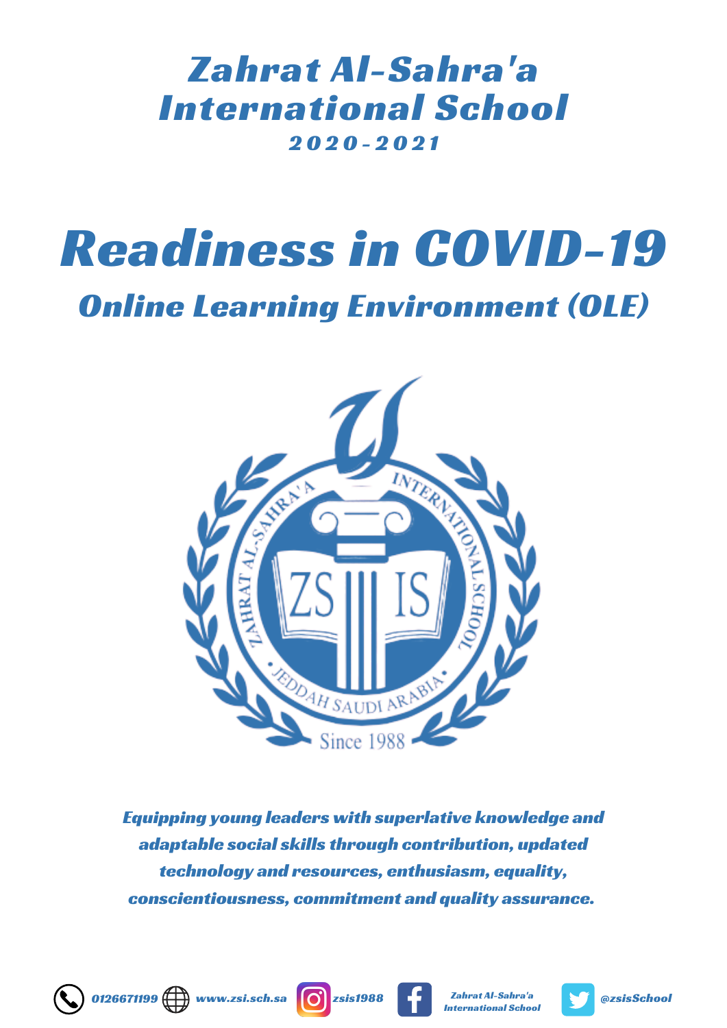# Zahrat Al-Sahra'a International School

**2020-2021**

# Readiness in COVID-19

## Online Learning Environment (OLE)

ZAHRAT AL-SAHRA'A INTERNATIONAL SCHOOL

ZS IS

JEDDAH SAUDI ARABIA

Since 1988

***Equipping young leaders with superlative knowledge and adaptable social skills through contribution, updated technology and resources, enthusiasm, equality, conscientiousness, commitment and quality assurance.***

0126671199 www.zsi.sch.sa zsis1988 Zahrat Al-Sahra'a International School @zsisSchool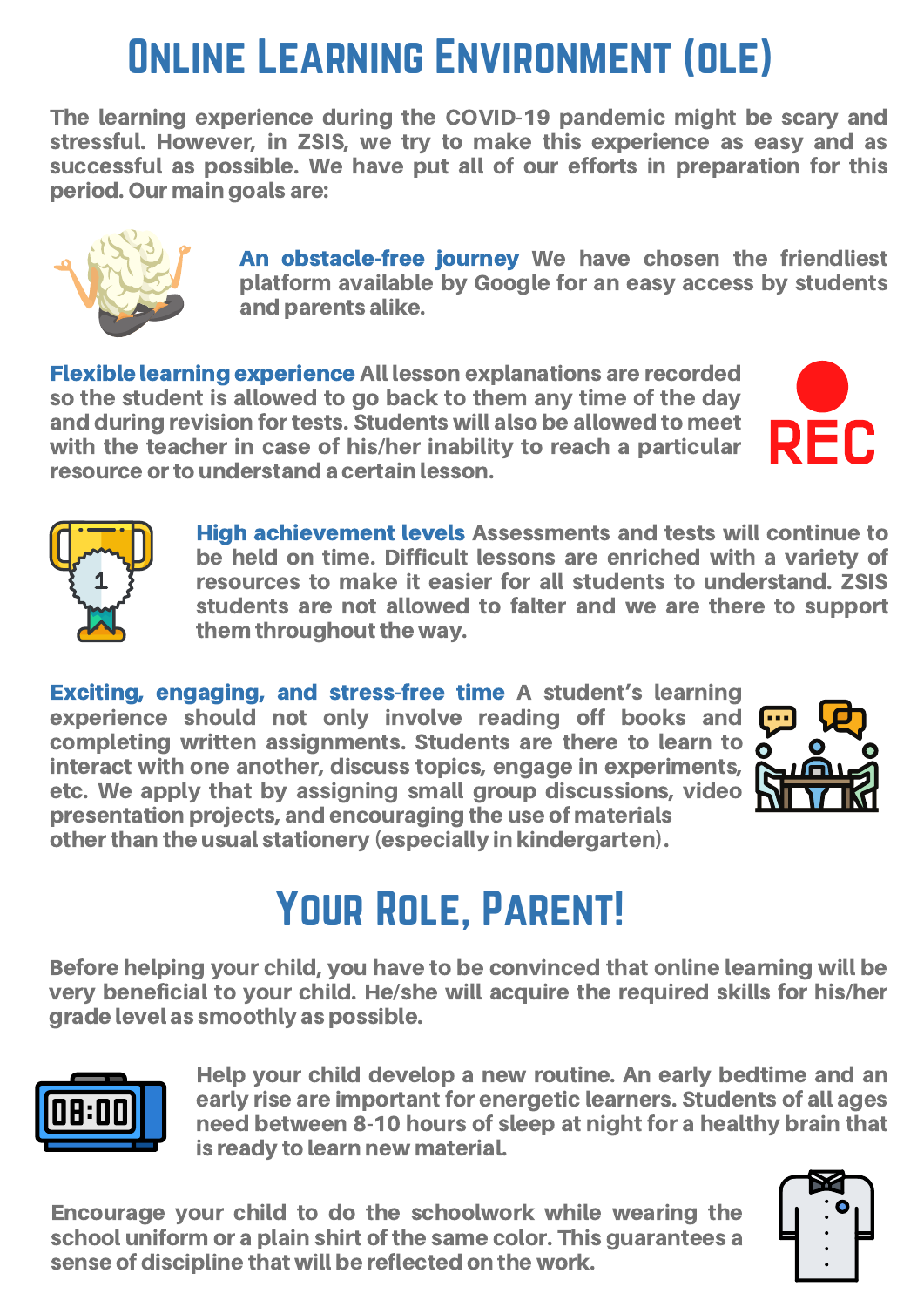# Online Learning Environment (OLE)

The learning experience during the COVID-19 pandemic might be scary and stressful. However, in ZSIS, we try to make this experience as easy and as successful as possible. We have put all of our efforts in preparation for this period. Our main goals are:

**An obstacle-free journey** We have chosen the friendliest platform available by Google for an easy access by students and parents alike.

**Flexible learning experience** All lesson explanations are recorded so the student is allowed to go back to them any time of the day and during revision for tests. Students will also be allowed to meet with the teacher in case of his/her inability to reach a particular resource or to understand a certain lesson.

**High achievement levels** Assessments and tests will continue to be held on time. Difficult lessons are enriched with a variety of resources to make it easier for all students to understand. ZSIS students are not allowed to falter and we are there to support them throughout the way.

**Exciting, engaging, and stress-free time** A student's learning experience should not only involve reading off books and completing written assignments. Students are there to learn to interact with one another, discuss topics, engage in experiments, etc. We apply that by assigning small group discussions, video presentation projects, and encouraging the use of materials other than the usual stationery (especially in kindergarten).

# Your Role, Parent!

Before helping your child, you have to be convinced that online learning will be very beneficial to your child. He/she will acquire the required skills for his/her grade level as smoothly as possible.

Help your child develop a new routine. An early bedtime and an early rise are important for energetic learners. Students of all ages need between 8-10 hours of sleep at night for a healthy brain that is ready to learn new material.

Encourage your child to do the schoolwork while wearing the school uniform or a plain shirt of the same color. This guarantees a sense of discipline that will be reflected on the work.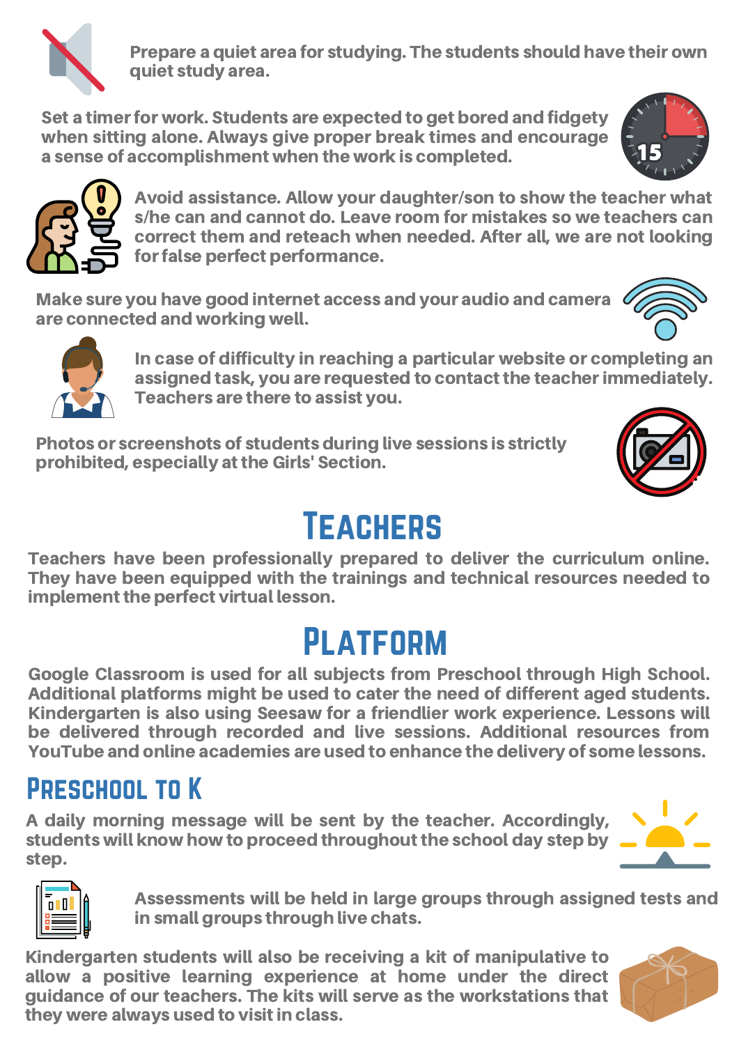Prepare a quiet area for studying. The students should have their own quiet study area.

Set a timer for work. Students are expected to get bored and fidgety when sitting alone. Always give proper break times and encourage a sense of accomplishment when the work is completed.

Avoid assistance. Allow your daughter/son to show the teacher what s/he can and cannot do. Leave room for mistakes so we teachers can correct them and reteach when needed. After all, we are not looking for false perfect performance.

Make sure you have good internet access and your audio and camera are connected and working well.

In case of difficulty in reaching a particular website or completing an assigned task, you are requested to contact the teacher immediately. Teachers are there to assist you.

Photos or screenshots of students during live sessions is strictly prohibited, especially at the Girls' Section.

# Teachers

Teachers have been professionally prepared to deliver the curriculum online. They have been equipped with the trainings and technical resources needed to implement the perfect virtual lesson.

# Platform

Google Classroom is used for all subjects from Preschool through High School. Additional platforms might be used to cater the need of different aged students. Kindergarten is also using Seesaw for a friendlier work experience. Lessons will be delivered through recorded and live sessions. Additional resources from YouTube and online academies are used to enhance the delivery of some lessons.

## Preschool to K

A daily morning message will be sent by the teacher. Accordingly, students will know how to proceed throughout the school day step by step.

Assessments will be held in large groups through assigned tests and in small groups through live chats.

Kindergarten students will also be receiving a kit of manipulative to allow a positive learning experience at home under the direct guidance of our teachers. The kits will serve as the workstations that they were always used to visit in class.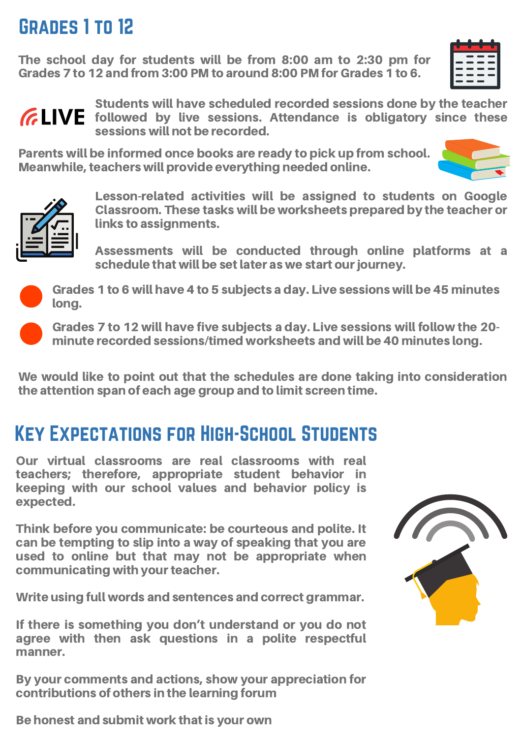## Grades 1 to 12

The school day for students will be from 8:00 am to 2:30 pm for Grades 7 to 12 and from 3:00 PM to around 8:00 PM for Grades 1 to 6.

LIVE Students will have scheduled recorded sessions done by the teacher followed by live sessions. Attendance is obligatory since these sessions will not be recorded.

Parents will be informed once books are ready to pick up from school. Meanwhile, teachers will provide everything needed online.

Lesson-related activities will be assigned to students on Google Classroom. These tasks will be worksheets prepared by the teacher or links to assignments.

Assessments will be conducted through online platforms at a schedule that will be set later as we start our journey.

- Grades 1 to 6 will have 4 to 5 subjects a day. Live sessions will be 45 minutes long.
- Grades 7 to 12 will have five subjects a day. Live sessions will follow the 20-minute recorded sessions/timed worksheets and will be 40 minutes long.

We would like to point out that the schedules are done taking into consideration the attention span of each age group and to limit screen time.

## Key Expectations for High-School Students

Our virtual classrooms are real classrooms with real teachers; therefore, appropriate student behavior in keeping with our school values and behavior policy is expected.

Think before you communicate: be courteous and polite. It can be tempting to slip into a way of speaking that you are used to online but that may not be appropriate when communicating with your teacher.

Write using full words and sentences and correct grammar.

If there is something you don't understand or you do not agree with then ask questions in a polite respectful manner.

By your comments and actions, show your appreciation for contributions of others in the learning forum

Be honest and submit work that is your own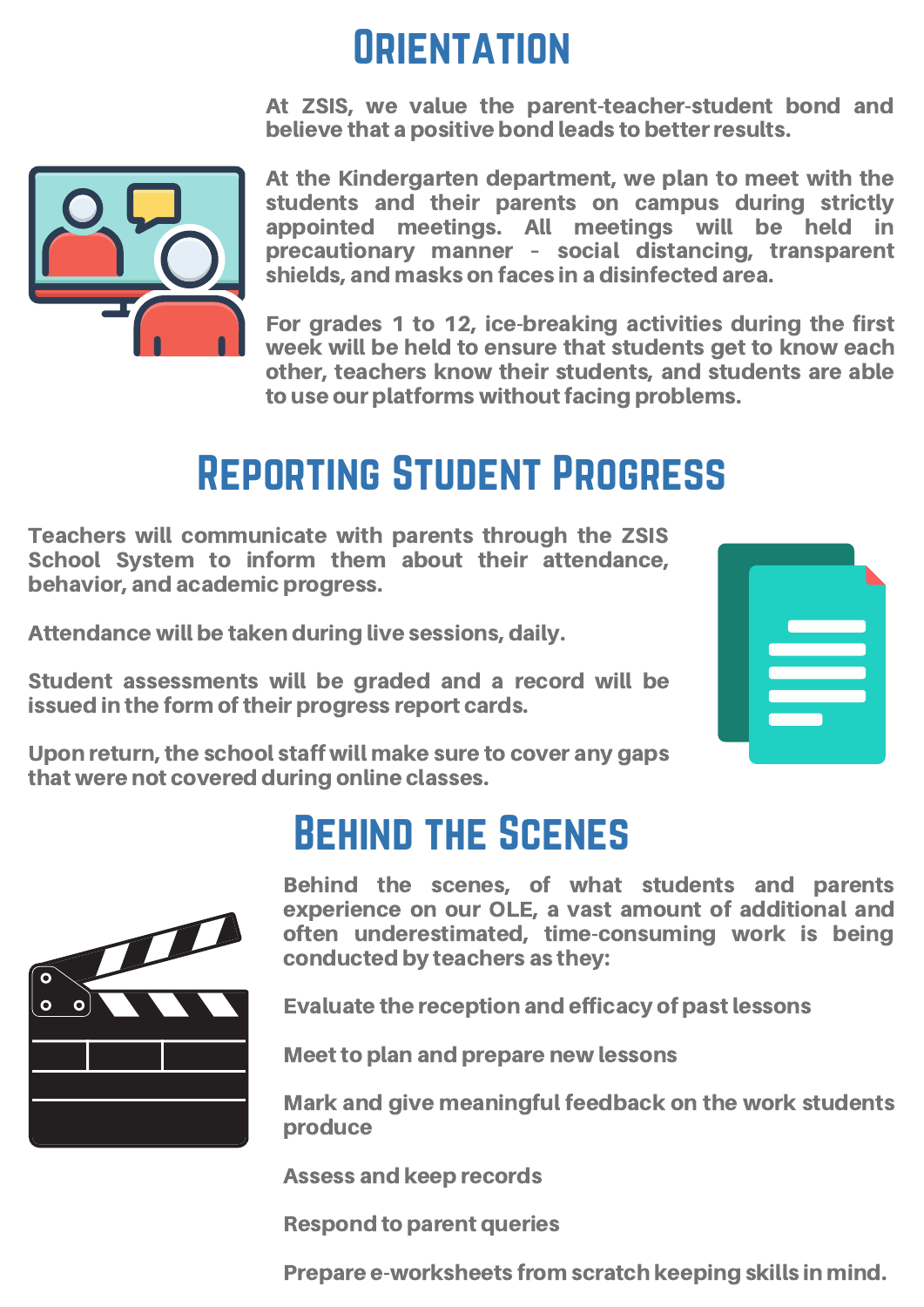# Orientation

At ZSIS, we value the parent-teacher-student bond and believe that a positive bond leads to better results.

At the Kindergarten department, we plan to meet with the students and their parents on campus during strictly appointed meetings. All meetings will be held in precautionary manner - social distancing, transparent shields, and masks on faces in a disinfected area.

For grades 1 to 12, ice-breaking activities during the first week will be held to ensure that students get to know each other, teachers know their students, and students are able to use our platforms without facing problems.

# Reporting Student Progress

Teachers will communicate with parents through the ZSIS School System to inform them about their attendance, behavior, and academic progress.

Attendance will be taken during live sessions, daily.

Student assessments will be graded and a record will be issued in the form of their progress report cards.

Upon return, the school staff will make sure to cover any gaps that were not covered during online classes.

# Behind the Scenes

Behind the scenes, of what students and parents experience on our OLE, a vast amount of additional and often underestimated, time-consuming work is being conducted by teachers as they:

Evaluate the reception and efficacy of past lessons

Meet to plan and prepare new lessons

Mark and give meaningful feedback on the work students produce

Assess and keep records

Respond to parent queries

Prepare e-worksheets from scratch keeping skills in mind.